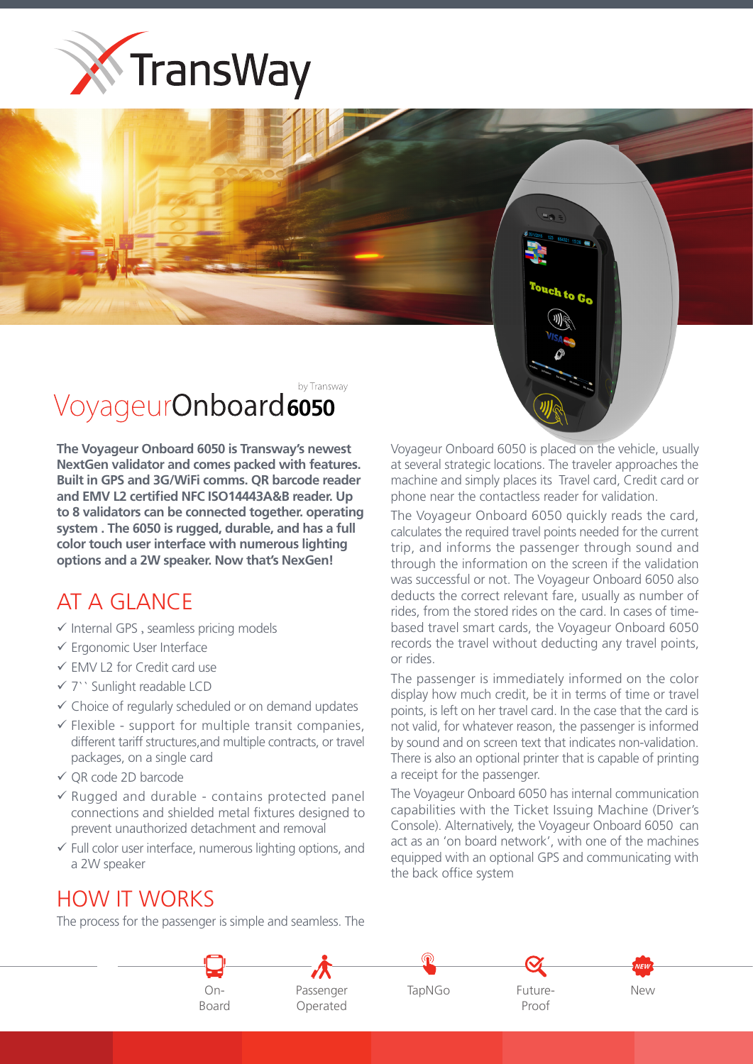# TransWay

by Transway

# VoyageurOnboard**6050**

**The Voyageur Onboard 6050 is Transway's newest NextGen validator and comes packed with features. Built in GPS and 3G/WiFi comms. QR barcode reader and EMV L2 certified NFC ISO14443A&B reader. Up to 8 validators can be connected together. operating system . The 6050 is rugged, durable, and has a full color touch user interface with numerous lighting options and a 2W speaker. Now that's NexGen!**

## AT A GLANCE

- ✓ Internal GPS , seamless pricing models
- ✓ Ergonomic User Interface
- ✓ EMV L2 for Credit card use
- ✓ 7`` Sunlight readable LCD
- ✓ Choice of regularly scheduled or on demand updates
- ✓ Flexible - support for multiple transit companies, different tariff structures,and multiple contracts, or travel packages, on a single card
- ✓ QR code 2D barcode
- ✓ Rugged and durable - contains protected panel connections and shielded metal fixtures designed to prevent unauthorized detachment and removal
- ✓ Full color user interface, numerous lighting options, and a 2W speaker

## HOW IT WORKS

The process for the passenger is simple and seamless. The Voyageur Onboard 6050 is placed on the vehicle, usually at several strategic locations. The traveler approaches the machine and simply places its Travel card, Credit card or phone near the contactless reader for validation.

The Voyageur Onboard 6050 quickly reads the card, calculates the required travel points needed for the current trip, and informs the passenger through sound and through the information on the screen if the validation was successful or not. The Voyageur Onboard 6050 also deducts the correct relevant fare, usually as number of rides, from the stored rides on the card. In cases of time-based travel smart cards, the Voyageur Onboard 6050 records the travel without deducting any travel points, or rides.

The passenger is immediately informed on the color display how much credit, be it in terms of time or travel points, is left on her travel card. In the case that the card is not valid, for whatever reason, the passenger is informed by sound and on screen text that indicates non-validation. There is also an optional printer that is capable of printing a receipt for the passenger.

The Voyageur Onboard 6050 has internal communication capabilities with the Ticket Issuing Machine (Driver's Console). Alternatively, the Voyageur Onboard 6050 can act as an 'on board network', with one of the machines equipped with an optional GPS and communicating with the back office system

On-Board | Passenger Operated | TapNGo | Future-Proof | New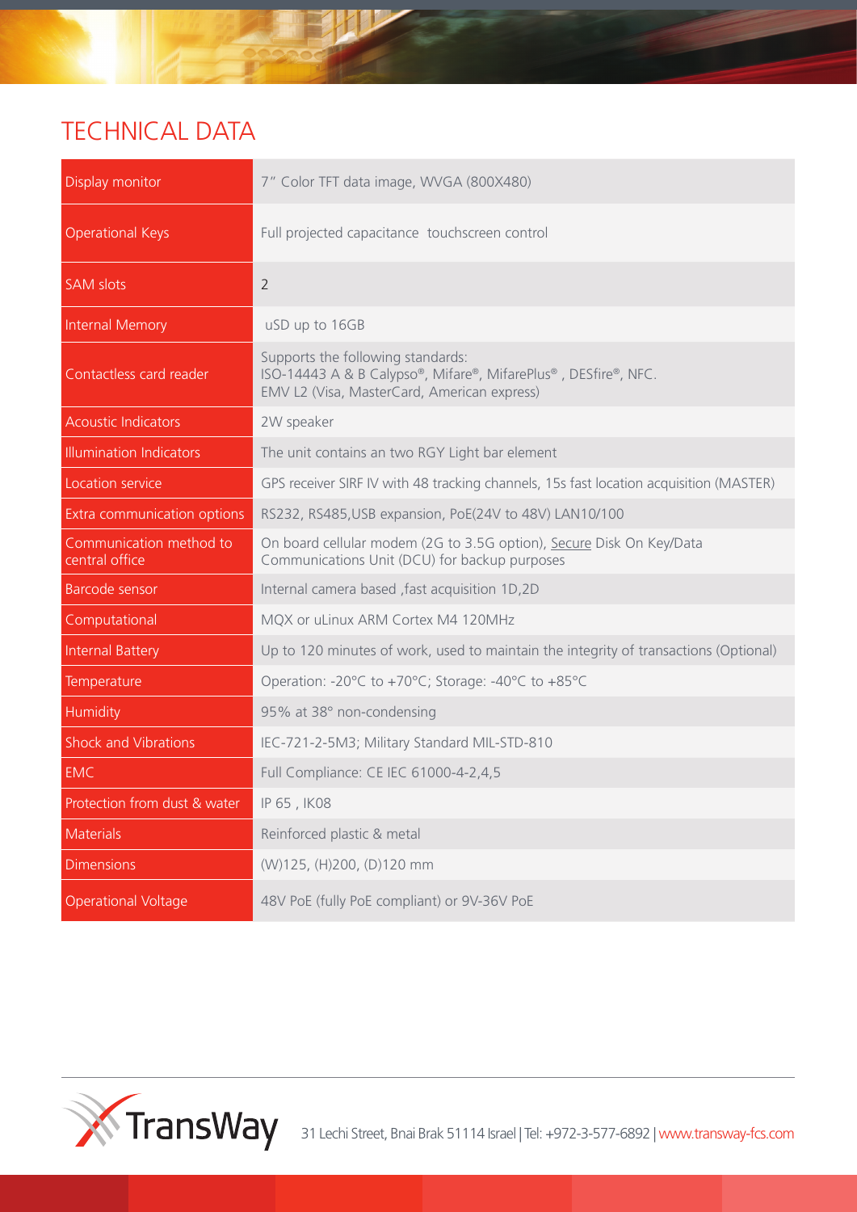# TECHNICAL DATA

| | |
|---|---|
| Display monitor | 7" Color TFT data image, WVGA (800X480) |
| Operational Keys | Full projected capacitance touchscreen control |
| SAM slots | 2 |
| Internal Memory | uSD up to 16GB |
| Contactless card reader | Supports the following standards:<br>ISO-14443 A & B Calypso®, Mifare®, MifarePlus® , DESfire®, NFC.<br>EMV L2 (Visa, MasterCard, American express) |
| Acoustic Indicators | 2W speaker |
| Illumination Indicators | The unit contains an two RGY Light bar element |
| Location service | GPS receiver SIRF IV with 48 tracking channels, 15s fast location acquisition (MASTER) |
| Extra communication options | RS232, RS485,USB expansion, PoE(24V to 48V) LAN10/100 |
| Communication method to central office | On board cellular modem (2G to 3.5G option), Secure Disk On Key/Data Communications Unit (DCU) for backup purposes |
| Barcode sensor | Internal camera based ,fast acquisition 1D,2D |
| Computational | MQX or uLinux ARM Cortex M4 120MHz |
| Internal Battery | Up to 120 minutes of work, used to maintain the integrity of transactions (Optional) |
| Temperature | Operation: -20°C to +70°C; Storage: -40°C to +85°C |
| Humidity | 95% at 38° non-condensing |
| Shock and Vibrations | IEC-721-2-5M3; Military Standard MIL-STD-810 |
| EMC | Full Compliance: CE IEC 61000-4-2,4,5 |
| Protection from dust & water | IP 65 , IK08 |
| Materials | Reinforced plastic & metal |
| Dimensions | (W)125, (H)200, (D)120 mm |
| Operational Voltage | 48V PoE (fully PoE compliant) or 9V-36V PoE |

TransWay 31 Lechi Street, Bnai Brak 51114 Israel | Tel: +972-3-577-6892 | www.transway-fcs.com